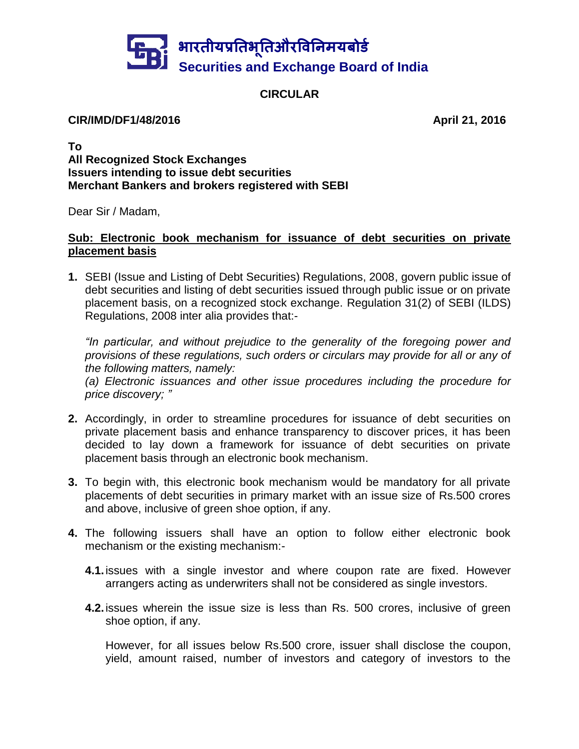# भारतीयप्रतिभूतिऔरविनिमयबोर्ड
# Securities and Exchange Board of India

## CIRCULAR

**CIR/IMD/DF1/48/2016** **April 21, 2016**

**To**
**All Recognized Stock Exchanges**
**Issuers intending to issue debt securities**
**Merchant Bankers and brokers registered with SEBI**

Dear Sir / Madam,

**Sub: Electronic book mechanism for issuance of debt securities on private placement basis**

**1.** SEBI (Issue and Listing of Debt Securities) Regulations, 2008, govern public issue of debt securities and listing of debt securities issued through public issue or on private placement basis, on a recognized stock exchange. Regulation 31(2) of SEBI (ILDS) Regulations, 2008 inter alia provides that:-

*"In particular, and without prejudice to the generality of the foregoing power and provisions of these regulations, such orders or circulars may provide for all or any of the following matters, namely:*
*(a) Electronic issuances and other issue procedures including the procedure for price discovery; "*

**2.** Accordingly, in order to streamline procedures for issuance of debt securities on private placement basis and enhance transparency to discover prices, it has been decided to lay down a framework for issuance of debt securities on private placement basis through an electronic book mechanism.

**3.** To begin with, this electronic book mechanism would be mandatory for all private placements of debt securities in primary market with an issue size of Rs.500 crores and above, inclusive of green shoe option, if any.

**4.** The following issuers shall have an option to follow either electronic book mechanism or the existing mechanism:-

**4.1.** issues with a single investor and where coupon rate are fixed. However arrangers acting as underwriters shall not be considered as single investors.

**4.2.** issues wherein the issue size is less than Rs. 500 crores, inclusive of green shoe option, if any.

However, for all issues below Rs.500 crore, issuer shall disclose the coupon, yield, amount raised, number of investors and category of investors to the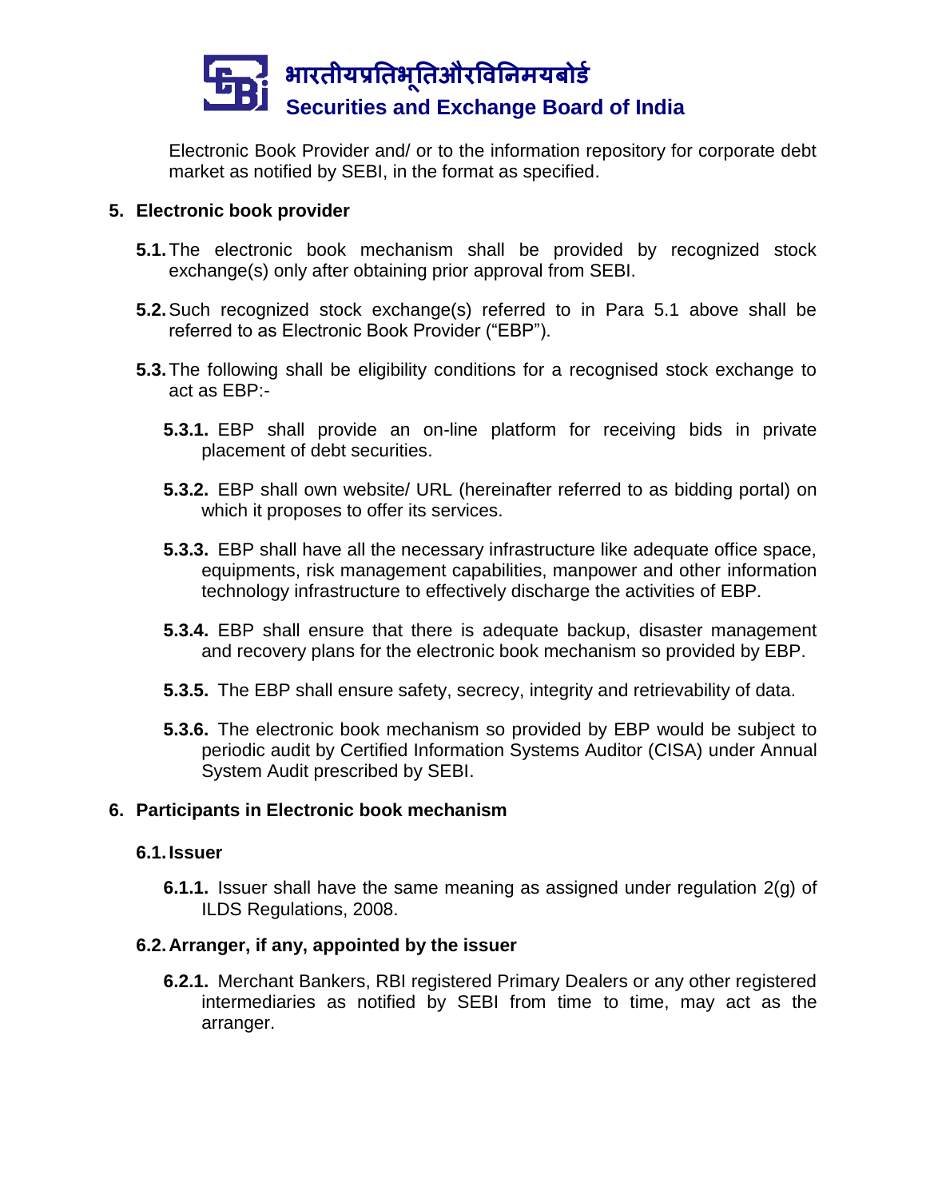Electronic Book Provider and/ or to the information repository for corporate debt market as notified by SEBI, in the format as specified.

## 5. Electronic book provider

**5.1.** The electronic book mechanism shall be provided by recognized stock exchange(s) only after obtaining prior approval from SEBI.

**5.2.** Such recognized stock exchange(s) referred to in Para 5.1 above shall be referred to as Electronic Book Provider ("EBP").

**5.3.** The following shall be eligibility conditions for a recognised stock exchange to act as EBP:-

**5.3.1.** EBP shall provide an on-line platform for receiving bids in private placement of debt securities.

**5.3.2.** EBP shall own website/ URL (hereinafter referred to as bidding portal) on which it proposes to offer its services.

**5.3.3.** EBP shall have all the necessary infrastructure like adequate office space, equipments, risk management capabilities, manpower and other information technology infrastructure to effectively discharge the activities of EBP.

**5.3.4.** EBP shall ensure that there is adequate backup, disaster management and recovery plans for the electronic book mechanism so provided by EBP.

**5.3.5.** The EBP shall ensure safety, secrecy, integrity and retrievability of data.

**5.3.6.** The electronic book mechanism so provided by EBP would be subject to periodic audit by Certified Information Systems Auditor (CISA) under Annual System Audit prescribed by SEBI.

## 6. Participants in Electronic book mechanism

### 6.1. Issuer

**6.1.1.** Issuer shall have the same meaning as assigned under regulation 2(g) of ILDS Regulations, 2008.

### 6.2. Arranger, if any, appointed by the issuer

**6.2.1.** Merchant Bankers, RBI registered Primary Dealers or any other registered intermediaries as notified by SEBI from time to time, may act as the arranger.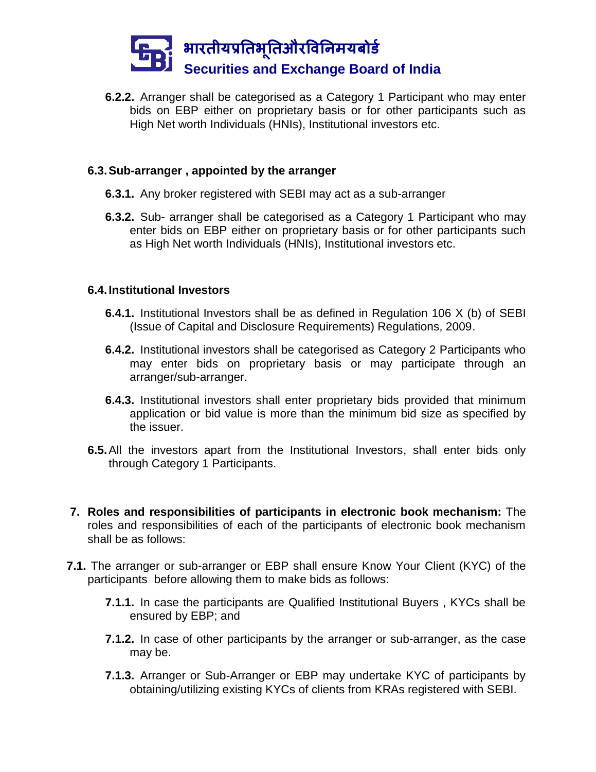**6.2.2.** Arranger shall be categorised as a Category 1 Participant who may enter bids on EBP either on proprietary basis or for other participants such as High Net worth Individuals (HNIs), Institutional investors etc.

**6.3. Sub-arranger , appointed by the arranger**

**6.3.1.** Any broker registered with SEBI may act as a sub-arranger

**6.3.2.** Sub- arranger shall be categorised as a Category 1 Participant who may enter bids on EBP either on proprietary basis or for other participants such as High Net worth Individuals (HNIs), Institutional investors etc.

**6.4. Institutional Investors**

**6.4.1.** Institutional Investors shall be as defined in Regulation 106 X (b) of SEBI (Issue of Capital and Disclosure Requirements) Regulations, 2009.

**6.4.2.** Institutional investors shall be categorised as Category 2 Participants who may enter bids on proprietary basis or may participate through an arranger/sub-arranger.

**6.4.3.** Institutional investors shall enter proprietary bids provided that minimum application or bid value is more than the minimum bid size as specified by the issuer.

**6.5.** All the investors apart from the Institutional Investors, shall enter bids only through Category 1 Participants.

**7. Roles and responsibilities of participants in electronic book mechanism:** The roles and responsibilities of each of the participants of electronic book mechanism shall be as follows:

**7.1.** The arranger or sub-arranger or EBP shall ensure Know Your Client (KYC) of the participants before allowing them to make bids as follows:

**7.1.1.** In case the participants are Qualified Institutional Buyers , KYCs shall be ensured by EBP; and

**7.1.2.** In case of other participants by the arranger or sub-arranger, as the case may be.

**7.1.3.** Arranger or Sub-Arranger or EBP may undertake KYC of participants by obtaining/utilizing existing KYCs of clients from KRAs registered with SEBI.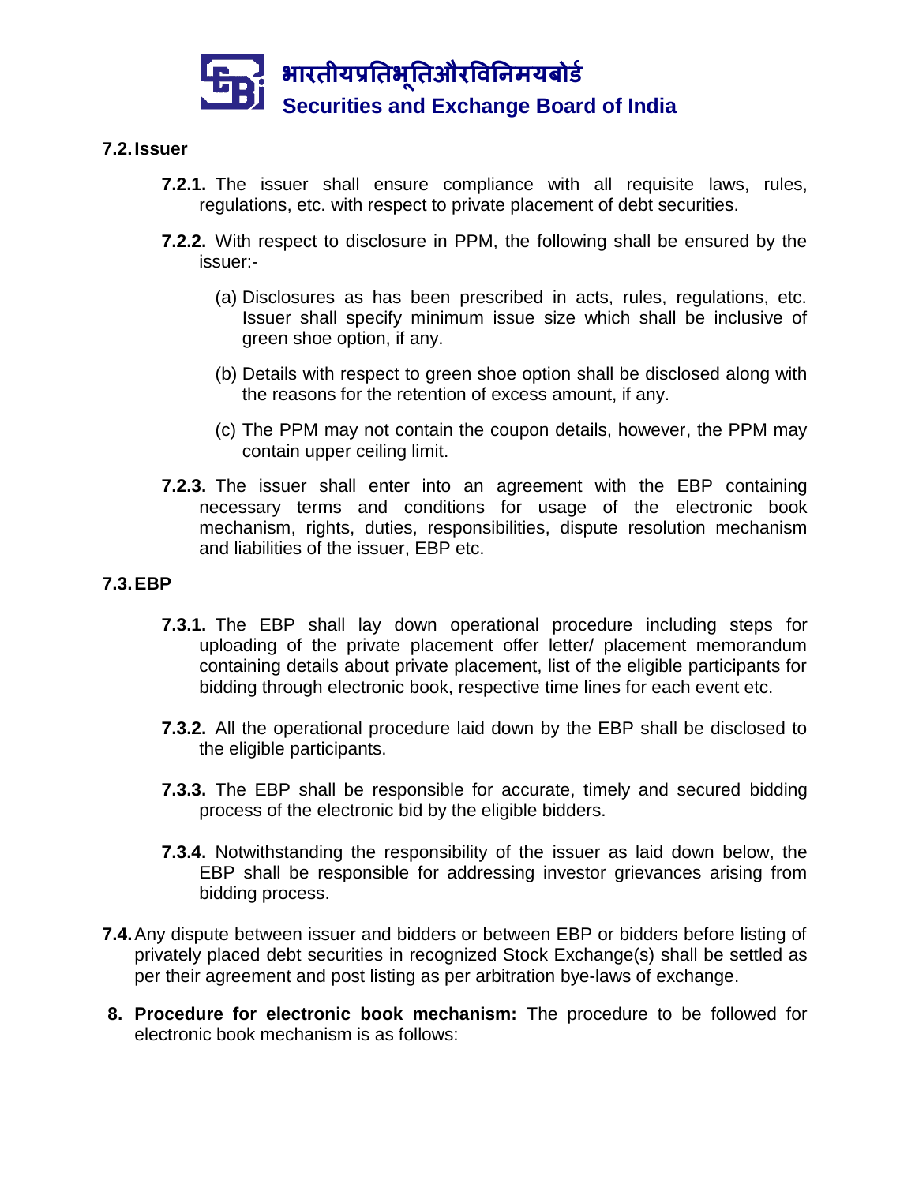**7.2. Issuer**

**7.2.1.** The issuer shall ensure compliance with all requisite laws, rules, regulations, etc. with respect to private placement of debt securities.

**7.2.2.** With respect to disclosure in PPM, the following shall be ensured by the issuer:-

(a) Disclosures as has been prescribed in acts, rules, regulations, etc. Issuer shall specify minimum issue size which shall be inclusive of green shoe option, if any.

(b) Details with respect to green shoe option shall be disclosed along with the reasons for the retention of excess amount, if any.

(c) The PPM may not contain the coupon details, however, the PPM may contain upper ceiling limit.

**7.2.3.** The issuer shall enter into an agreement with the EBP containing necessary terms and conditions for usage of the electronic book mechanism, rights, duties, responsibilities, dispute resolution mechanism and liabilities of the issuer, EBP etc.

**7.3. EBP**

**7.3.1.** The EBP shall lay down operational procedure including steps for uploading of the private placement offer letter/ placement memorandum containing details about private placement, list of the eligible participants for bidding through electronic book, respective time lines for each event etc.

**7.3.2.** All the operational procedure laid down by the EBP shall be disclosed to the eligible participants.

**7.3.3.** The EBP shall be responsible for accurate, timely and secured bidding process of the electronic bid by the eligible bidders.

**7.3.4.** Notwithstanding the responsibility of the issuer as laid down below, the EBP shall be responsible for addressing investor grievances arising from bidding process.

**7.4.** Any dispute between issuer and bidders or between EBP or bidders before listing of privately placed debt securities in recognized Stock Exchange(s) shall be settled as per their agreement and post listing as per arbitration bye-laws of exchange.

**8. Procedure for electronic book mechanism:** The procedure to be followed for electronic book mechanism is as follows: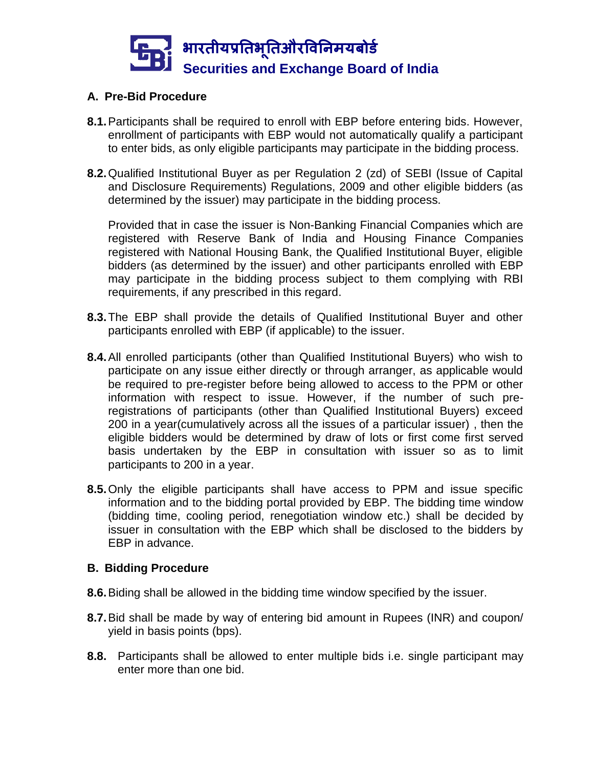## A. Pre-Bid Procedure

**8.1.** Participants shall be required to enroll with EBP before entering bids. However, enrollment of participants with EBP would not automatically qualify a participant to enter bids, as only eligible participants may participate in the bidding process.

**8.2.** Qualified Institutional Buyer as per Regulation 2 (zd) of SEBI (Issue of Capital and Disclosure Requirements) Regulations, 2009 and other eligible bidders (as determined by the issuer) may participate in the bidding process.

Provided that in case the issuer is Non-Banking Financial Companies which are registered with Reserve Bank of India and Housing Finance Companies registered with National Housing Bank, the Qualified Institutional Buyer, eligible bidders (as determined by the issuer) and other participants enrolled with EBP may participate in the bidding process subject to them complying with RBI requirements, if any prescribed in this regard.

**8.3.** The EBP shall provide the details of Qualified Institutional Buyer and other participants enrolled with EBP (if applicable) to the issuer.

**8.4.** All enrolled participants (other than Qualified Institutional Buyers) who wish to participate on any issue either directly or through arranger, as applicable would be required to pre-register before being allowed to access to the PPM or other information with respect to issue. However, if the number of such pre-registrations of participants (other than Qualified Institutional Buyers) exceed 200 in a year(cumulatively across all the issues of a particular issuer) , then the eligible bidders would be determined by draw of lots or first come first served basis undertaken by the EBP in consultation with issuer so as to limit participants to 200 in a year.

**8.5.** Only the eligible participants shall have access to PPM and issue specific information and to the bidding portal provided by EBP. The bidding time window (bidding time, cooling period, renegotiation window etc.) shall be decided by issuer in consultation with the EBP which shall be disclosed to the bidders by EBP in advance.

## B. Bidding Procedure

**8.6.** Biding shall be allowed in the bidding time window specified by the issuer.

**8.7.** Bid shall be made by way of entering bid amount in Rupees (INR) and coupon/ yield in basis points (bps).

**8.8.** Participants shall be allowed to enter multiple bids i.e. single participant may enter more than one bid.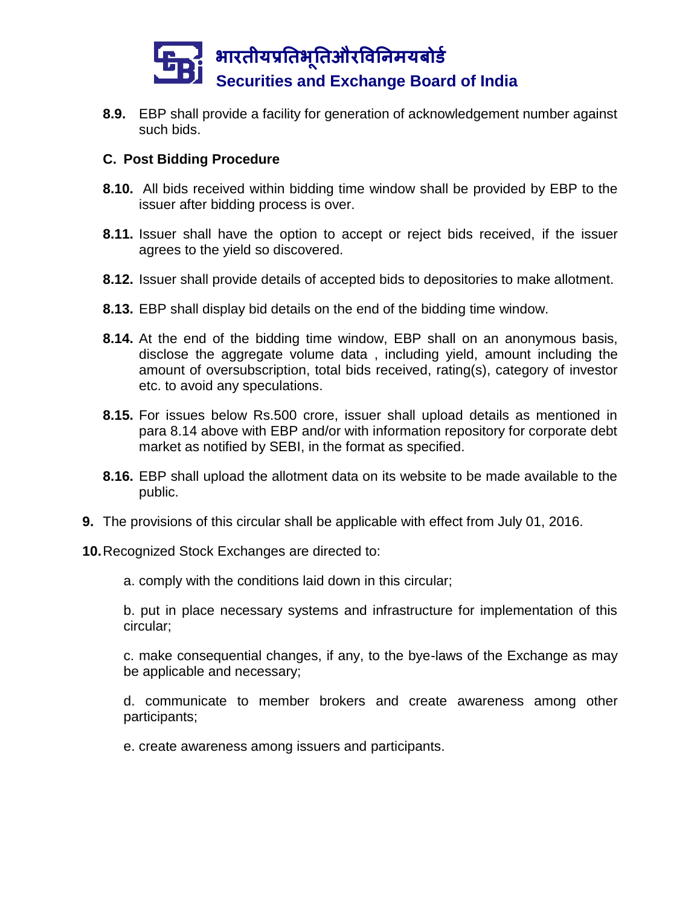**8.9.** EBP shall provide a facility for generation of acknowledgement number against such bids.

**C. Post Bidding Procedure**

**8.10.** All bids received within bidding time window shall be provided by EBP to the issuer after bidding process is over.

**8.11.** Issuer shall have the option to accept or reject bids received, if the issuer agrees to the yield so discovered.

**8.12.** Issuer shall provide details of accepted bids to depositories to make allotment.

**8.13.** EBP shall display bid details on the end of the bidding time window.

**8.14.** At the end of the bidding time window, EBP shall on an anonymous basis, disclose the aggregate volume data , including yield, amount including the amount of oversubscription, total bids received, rating(s), category of investor etc. to avoid any speculations.

**8.15.** For issues below Rs.500 crore, issuer shall upload details as mentioned in para 8.14 above with EBP and/or with information repository for corporate debt market as notified by SEBI, in the format as specified.

**8.16.** EBP shall upload the allotment data on its website to be made available to the public.

**9.** The provisions of this circular shall be applicable with effect from July 01, 2016.

**10.** Recognized Stock Exchanges are directed to:

a. comply with the conditions laid down in this circular;

b. put in place necessary systems and infrastructure for implementation of this circular;

c. make consequential changes, if any, to the bye-laws of the Exchange as may be applicable and necessary;

d. communicate to member brokers and create awareness among other participants;

e. create awareness among issuers and participants.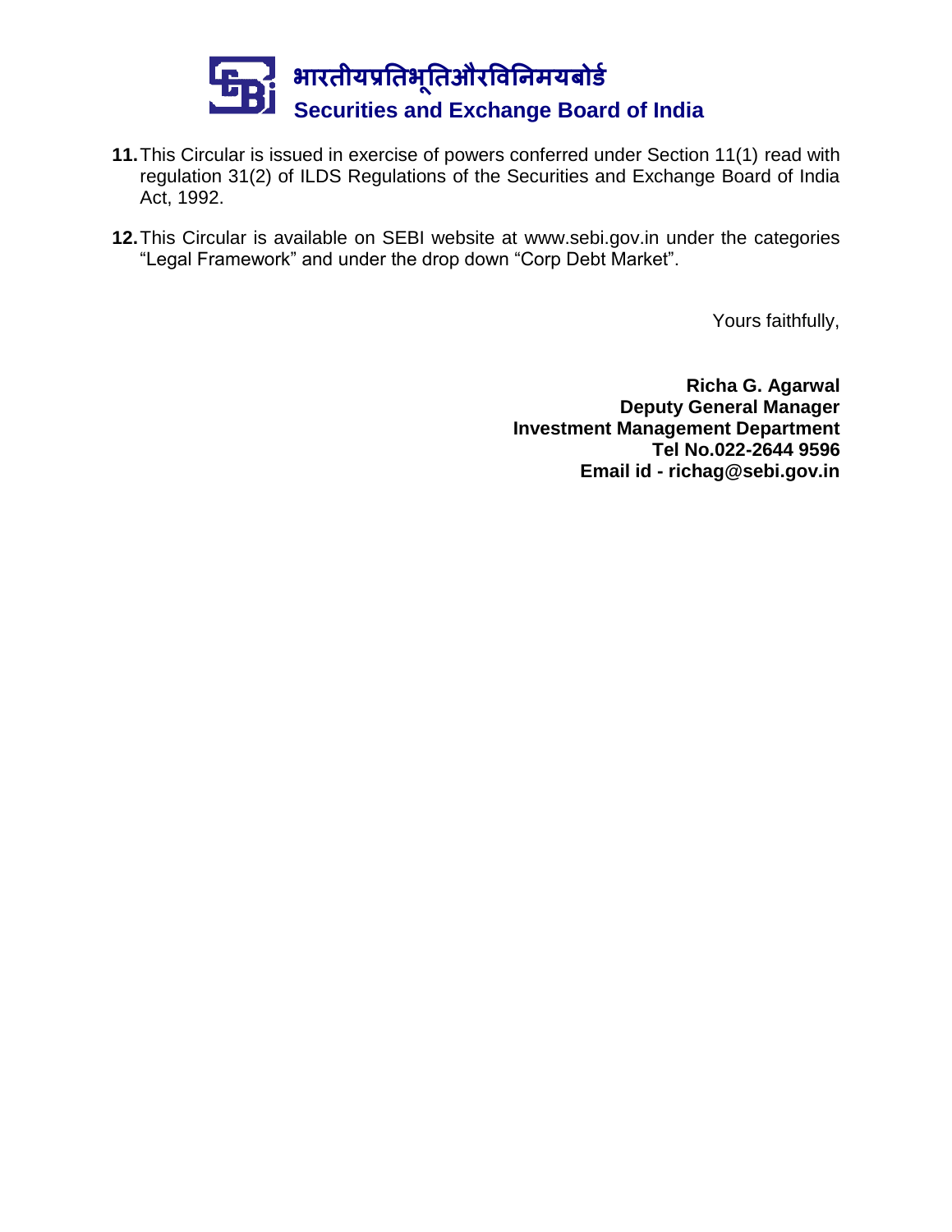**11.** This Circular is issued in exercise of powers conferred under Section 11(1) read with regulation 31(2) of ILDS Regulations of the Securities and Exchange Board of India Act, 1992.

**12.** This Circular is available on SEBI website at www.sebi.gov.in under the categories "Legal Framework" and under the drop down "Corp Debt Market".

Yours faithfully,

**Richa G. Agarwal**
**Deputy General Manager**
**Investment Management Department**
**Tel No.022-2644 9596**
**Email id - richag@sebi.gov.in**